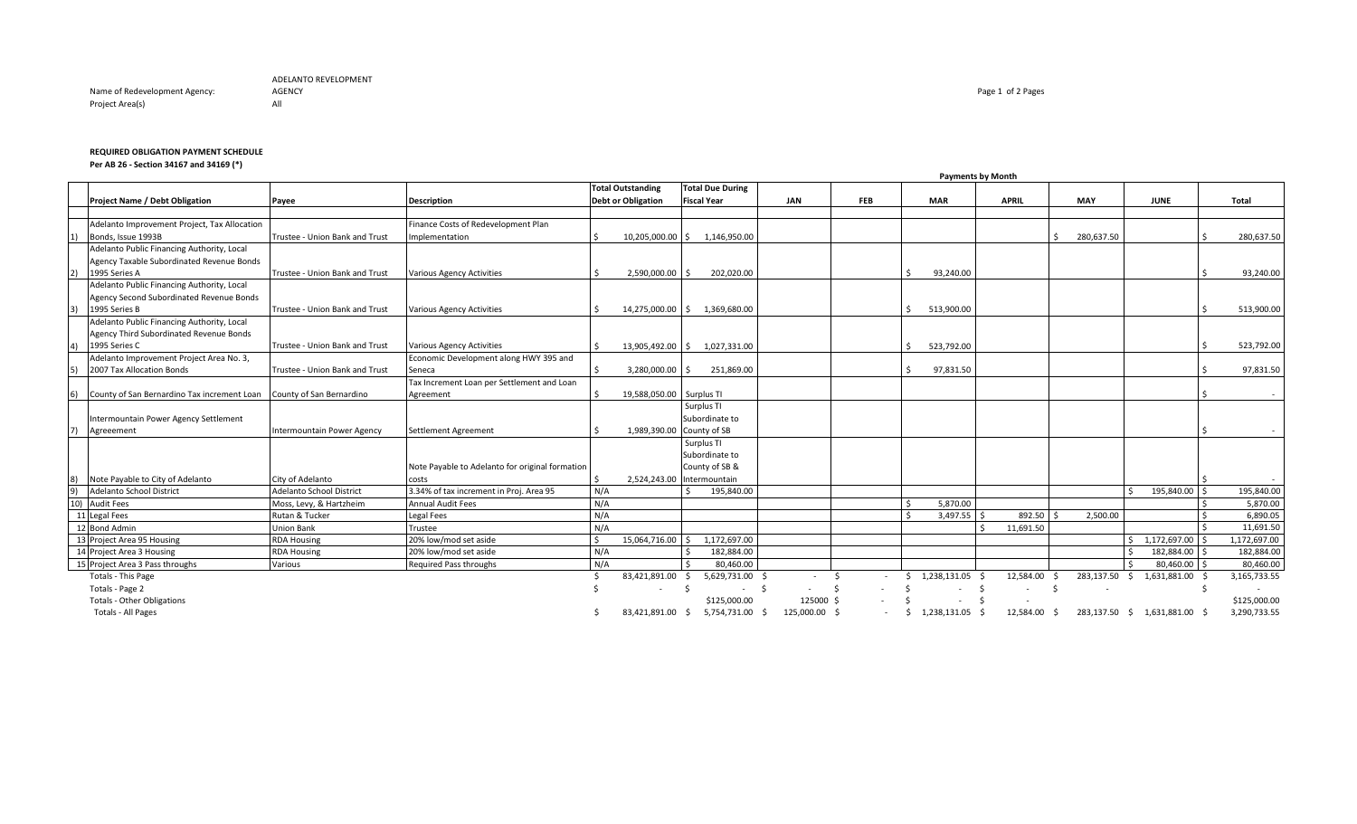Name of Redevelopment Agency: ADELANTO REVELOPMENT AGENCY

Project Area(s): All

**REQUIRED OBLIGATION PAYMENT SCHEDULE**

**Per AB 26 - Section 34167 and 34169 (*)**

| | Project Name / Debt Obligation | Payee | Description | Total Outstanding Debt or Obligation | Total Due During Fiscal Year | JAN | FEB | MAR | APRIL | MAY | JUNE | Total |
|---|---|---|---|---|---|---|---|---|---|---|---|---|
| | | | | | | Payments by Month | | | | | | |
| 1) | Adelanto Improvement Project, Tax Allocation Bonds, Issue 1993B | Trustee - Union Bank and Trust | Finance Costs of Redevelopment Plan Implementation | $ 10,205,000.00 | $ 1,146,950.00 | | | | | $ 280,637.50 | | $ 280,637.50 |
| 2) | Adelanto Public Financing Authority, Local Agency Taxable Subordinated Revenue Bonds 1995 Series A | Trustee - Union Bank and Trust | Various Agency Activities | $ 2,590,000.00 | $ 202,020.00 | | | $ 93,240.00 | | | | $ 93,240.00 |
| 3) | Adelanto Public Financing Authority, Local Agency Second Subordinated Revenue Bonds 1995 Series B | Trustee - Union Bank and Trust | Various Agency Activities | $ 14,275,000.00 | $ 1,369,680.00 | | | $ 513,900.00 | | | | $ 513,900.00 |
| 4) | Adelanto Public Financing Authority, Local Agency Third Subordinated Revenue Bonds 1995 Series C | Trustee - Union Bank and Trust | Various Agency Activities | $ 13,905,492.00 | $ 1,027,331.00 | | | $ 523,792.00 | | | | $ 523,792.00 |
| 5) | Adelanto Improvement Project Area No. 3, 2007 Tax Allocation Bonds | Trustee - Union Bank and Trust | Economic Development along HWY 395 and Seneca | $ 3,280,000.00 | $ 251,869.00 | | | $ 97,831.50 | | | | $ 97,831.50 |
| 6) | County of San Bernardino Tax increment Loan | County of San Bernardino | Tax Increment Loan per Settlement and Loan Agreement | $ 19,588,050.00 | Surplus TI | | | | | | | $ - |
| 7) | Intermountain Power Agency Settlement Agreeement | Intermountain Power Agency | Settlement Agreement | $ 1,989,390.00 | Surplus TI Subordinate to County of SB | | | | | | | $ - |
| 8) | Note Payable to City of Adelanto | City of Adelanto | Note Payable to Adelanto for original formation costs | $ 2,524,243.00 | Surplus TI Subordinate to County of SB & Intermountain | | | | | | | $ - |
| 9) | Adelanto School District | Adelanto School District | 3.34% of tax increment in Proj. Area 95 | N/A | $ 195,840.00 | | | | | | $ 195,840.00 | $ 195,840.00 |
| 10) | Audit Fees | Moss, Levy, & Hartzheim | Annual Audit Fees | N/A | | | | $ 5,870.00 | | | | $ 5,870.00 |
| 11 | Legal Fees | Rutan & Tucker | Legal Fees | N/A | | | | $ 3,497.55 | $ 892.50 | $ 2,500.00 | | $ 6,890.05 |
| 12 | Bond Admin | Union Bank | Trustee | N/A | | | | | $ 11,691.50 | | | $ 11,691.50 |
| 13 | Project Area 95 Housing | RDA Housing | 20% low/mod set aside | $ 15,064,716.00 | $ 1,172,697.00 | | | | | | $ 1,172,697.00 | $ 1,172,697.00 |
| 14 | Project Area 3 Housing | RDA Housing | 20% low/mod set aside | N/A | $ 182,884.00 | | | | | | $ 182,884.00 | $ 182,884.00 |
| 15 | Project Area 3 Pass throughs | Various | Required Pass throughs | N/A | $ 80,460.00 | | | | | | $ 80,460.00 | $ 80,460.00 |
| | Totals - This Page | | | $ 83,421,891.00 | $ 5,629,731.00 | $ - | $ - | $ 1,238,131.05 | $ 12,584.00 | $ 283,137.50 | $ 1,631,881.00 | $ 3,165,733.55 |
| | Totals - Page 2 | | | $ - | $ - | $ - | $ - | $ - | $ - | $ - | | $ - |
| | Totals - Other Obligations | | | | $125,000.00 | 125000 | $ - | $ - | $ - | | | $125,000.00 |
| | Totals - All Pages | | | $ 83,421,891.00 | $ 5,754,731.00 | $ 125,000.00 | $ - | $ 1,238,131.05 | $ 12,584.00 | $ 283,137.50 | $ 1,631,881.00 | $ 3,290,733.55 |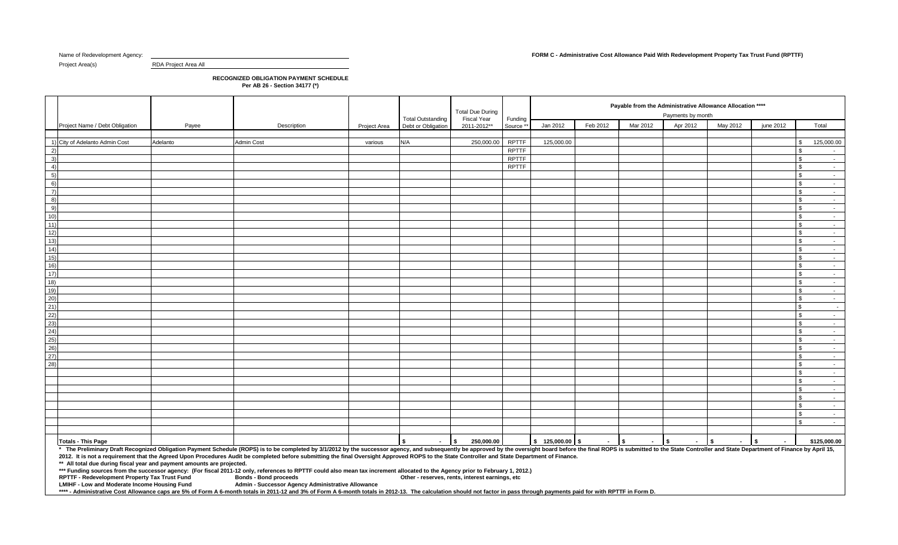Name of Redevelopment Agency:

Project Area(s) RDA Project Area All

**FORM C - Administrative Cost Allowance Paid With Redevelopment Property Tax Trust Fund (RPTTF)**

**RECOGNIZED OBLIGATION PAYMENT SCHEDULE**
**Per AB 26 - Section 34177 (*)**

| | Project Name / Debt Obligation | Payee | Description | Project Area | Total Outstanding Debt or Obligation | Total Due During Fiscal Year 2011-2012** | Funding Source *** | Payable from the Administrative Allowance Allocation **** Payments by month Jan 2012 | Feb 2012 | Mar 2012 | Apr 2012 | May 2012 | june 2012 | Total |
|---|---|---|---|---|---|---|---|---|---|---|---|---|---|---|
| 1) | City of Adelanto Admin Cost | Adelanto | Admin Cost | various | N/A | 250,000.00 | RPTTF | 125,000.00 | | | | | | $ 125,000.00 |
| 2) | | | | | | | RPTTF | | | | | | | $ - |
| 3) | | | | | | | RPTTF | | | | | | | $ - |
| 4) | | | | | | | RPTTF | | | | | | | $ - |
| 5) | | | | | | | | | | | | | | $ - |
| 6) | | | | | | | | | | | | | | $ - |
| 7) | | | | | | | | | | | | | | $ - |
| 8) | | | | | | | | | | | | | | $ - |
| 9) | | | | | | | | | | | | | | $ - |
| 10) | | | | | | | | | | | | | | $ - |
| 11) | | | | | | | | | | | | | | $ - |
| 12) | | | | | | | | | | | | | | $ - |
| 13) | | | | | | | | | | | | | | $ - |
| 14) | | | | | | | | | | | | | | $ - |
| 15) | | | | | | | | | | | | | | $ - |
| 16) | | | | | | | | | | | | | | $ - |
| 17) | | | | | | | | | | | | | | $ - |
| 18) | | | | | | | | | | | | | | $ - |
| 19) | | | | | | | | | | | | | | $ - |
| 20) | | | | | | | | | | | | | | $ - |
| 21) | | | | | | | | | | | | | | $ - |
| 22) | | | | | | | | | | | | | | $ - |
| 23) | | | | | | | | | | | | | | $ - |
| 24) | | | | | | | | | | | | | | $ - |
| 25) | | | | | | | | | | | | | | $ - |
| 26) | | | | | | | | | | | | | | $ - |
| 27) | | | | | | | | | | | | | | $ - |
| 28) | | | | | | | | | | | | | | $ - |
| | | | | | | | | | | | | | | $ - |
| | | | | | | | | | | | | | | $ - |
| | | | | | | | | | | | | | | $ - |
| | | | | | | | | | | | | | | $ - |
| | | | | | | | | | | | | | | $ - |
| | | | | | | | | | | | | | | $ - |
| | | | | | | | | | | | | | | $ - |
| | **Totals - This Page** | | | | $ - | $ 250,000.00 | | $ 125,000.00 | $ - | $ - | $ - | $ - | $ - | $125,000.00 |

\* The Preliminary Draft Recognized Obligation Payment Schedule (ROPS) is to be completed by 3/1/2012 by the successor agency, and subsequently be approved by the oversight board before the final ROPS is submitted to the State Controller and State Department of Finance by April 15, 2012. It is not a requirement that the Agreed Upon Procedures Audit be completed before submitting the final Oversight Approved ROPS to the State Controller and State Department of Finance.

** All total due during fiscal year and payment amounts are projected.

*** Funding sources from the successor agency: (For fiscal 2011-12 only, references to RPTTF could also mean tax increment allocated to the Agency prior to February 1, 2012.)

RPTTF - Redevelopment Property Tax Trust Fund — Bonds - Bond proceeds — Other - reserves, rents, interest earnings, etc

LMIHF - Low and Moderate Income Housing Fund — Admin - Successor Agency Administrative Allowance

**** - Administrative Cost Allowance caps are 5% of Form A 6-month totals in 2011-12 and 3% of Form A 6-month totals in 2012-13. The calculation should not factor in pass through payments paid for with RPTTF in Form D.